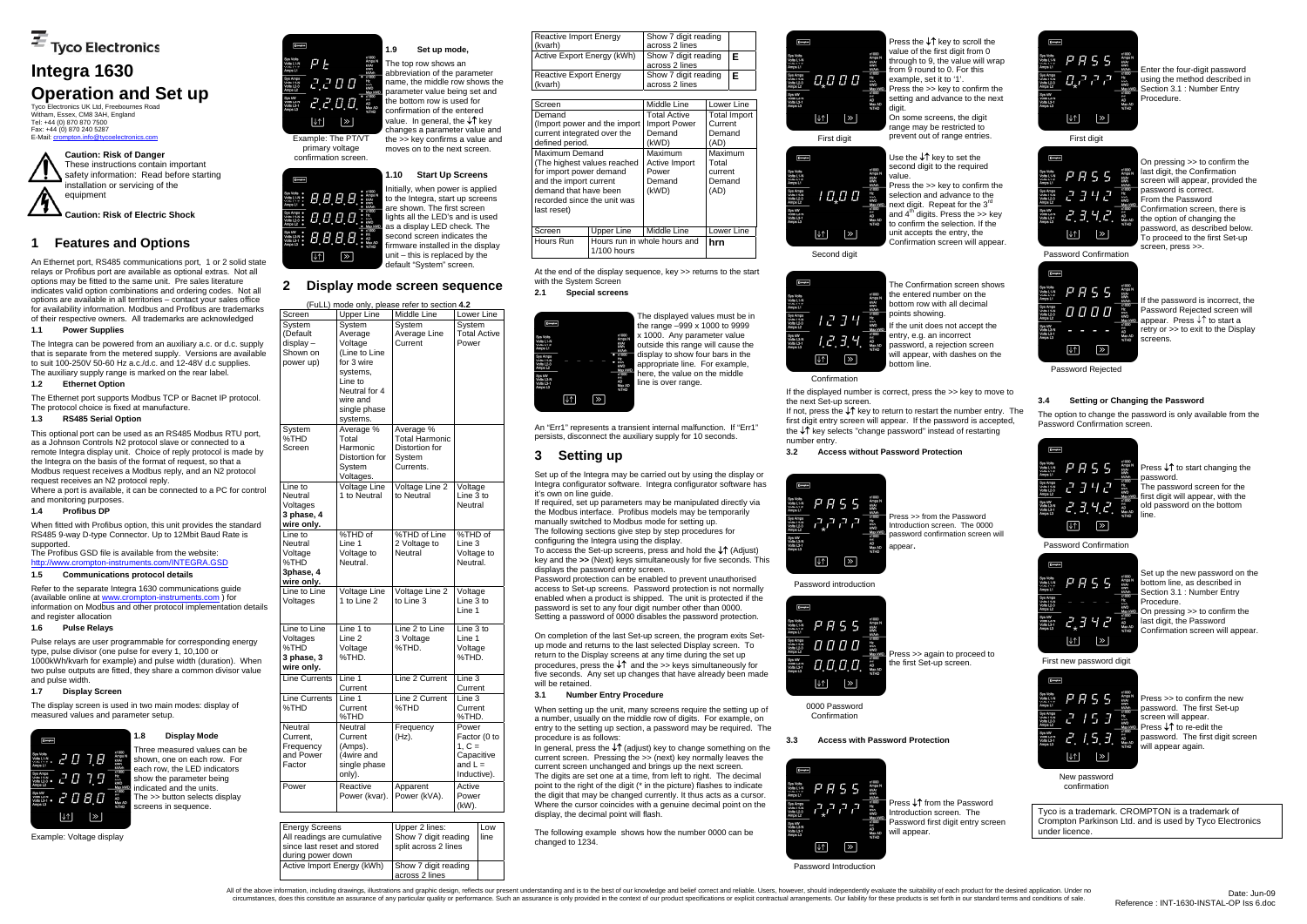# Integra 1630

# Operation and Set up

Tyco Electronics UK Ltd, Freebournes Road
Witham, Essex, CM8 3AH, England
Tel: +44 (0) 870 870 7500
Fax: +44 (0) 870 240 5287
E-Mail: crompton.info@tycoelectronics.com

**Caution: Risk of Danger**
These instructions contain important safety information: Read before starting installation or servicing of the equipment

**Caution: Risk of Electric Shock**

## 1 Features and Options

An Ethernet port, RS485 communications port, 1 or 2 solid state relays or Profibus port are available as optional extras. Not all options may be fitted to the same unit. Pre sales literature indicates valid option combinations and ordering codes. Not all options are available in all territories – contact your sales office for availability information. Modbus and Profibus are trademarks of their respective owners. All trademarks are acknowledged

### 1.1 Power Supplies

The Integra can be powered from an auxiliary a.c. or d.c. supply that is separate from the metered supply. Versions are available to suit 100-250V 50-60 Hz a.c./d.c. and 12-48V d.c supplies. The auxiliary supply range is marked on the rear label.

### 1.2 Ethernet Option

The Ethernet port supports Modbus TCP or Bacnet IP protocol. The protocol choice is fixed at manufacture.

### 1.3 RS485 Serial Option

This optional port can be used as an RS485 Modbus RTU port, as a Johnson Controls N2 protocol slave or connected to a remote Integra display unit. Choice of reply protocol is made by the Integra on the basis of the format of request, so that a Modbus request receives a Modbus reply, and an N2 protocol request receives an N2 protocol reply.
Where a port is available, it can be connected to a PC for control and monitoring purposes.

### 1.4 Profibus DP

When fitted with Profibus option, this unit provides the standard RS485 9-way D-type Connector. Up to 12Mbit Baud Rate is supported.
The Profibus GSD file is available from the website:
http://www.crompton-instruments.com/INTEGRA.GSD

### 1.5 Communications protocol details

Refer to the separate Integra 1630 communications guide (available online at www.crompton-instruments.com ) for information on Modbus and other protocol implementation details and register allocation

### 1.6 Pulse Relays

Pulse relays are user programmable for corresponding energy type, pulse divisor (one pulse for every 1, 10,100 or 1000kWh/kvarh for example) and pulse width (duration). When two pulse outputs are fitted, they share a common divisor value and pulse width.

### 1.7 Display Screen

The display screen is used in two main modes: display of measured values and parameter setup.

Example: Voltage display

### 1.8 Display Mode

Three measured values can be shown, one on each row. For each row, the LED indicators show the parameter being indicated and the units.
The >> button selects display screens in sequence.

### 1.9 Set up mode,

The top row shows an abbreviation of the parameter name, the middle row shows the parameter value being set and the bottom row is used for confirmation of the entered value. In general, the ↓↑ key changes a parameter value and the >> key confirms a value and moves on to the next screen.

Example: The PT/VT primary voltage confirmation screen.

### 1.10 Start Up Screens

Initially, when power is applied to the Integra, start up screens are shown. The first screen lights all the LED's and is used as a display LED check. The second screen indicates the firmware installed in the display unit – this is replaced by the default "System" screen.

## 2 Display mode screen sequence

(FuLL) mode only, please refer to section **4.2**

| Screen | Upper Line | Middle Line | Lower Line |
|---|---|---|---|
| System (Default display – Shown on power up) | System Average Voltage (Line to Line for 3 wire systems, Line to Neutral for 4 wire and single phase systems. | System Average Line Current | System Total Active Power |
| System %THD Screen | Average % Total Harmonic Distortion for System Voltages. | Average % Total Harmonic Distortion for System Currents. | |
| Line to Neutral Voltages **3 phase, 4 wire only.** | Voltage Line 1 to Neutral | Voltage Line 2 to Neutral | Voltage Line 3 to Neutral |
| Line to Neutral Voltage %THD **3phase, 4 wire only.** | %THD of Line 1 Voltage to Neutral. | %THD of Line 2 Voltage to Neutral | %THD of Line 3 Voltage to Neutral. |
| Line to Line Voltages | Voltage Line 1 to Line 2 | Voltage Line 2 to Line 3 | Voltage Line 3 to Line 1 |
| Line to Line Voltages %THD **3 phase, 3 wire only.** | Line 1 to Line 2 Voltage %THD. | Line 2 to Line 3 Voltage %THD. | Line 3 to Line 1 Voltage %THD. |
| Line Currents | Line 1 Current | Line 2 Current | Line 3 Current |
| Line Currents %THD | Line 1 Current %THD | Line 2 Current %THD | Line 3 Current %THD. |
| Neutral Current, Frequency and Power Factor | Neutral Current (Amps). (4wire and single phase only). | Frequency (Hz). | Power Factor (0 to 1, C = Capacitive and L = Inductive). |
| Power | Reactive Power (kvar). | Apparent Power (kVA). | Active Power (kW). |

| Energy Screens All readings are cumulative since last reset and stored during power down | Upper 2 lines: Show 7 digit reading split across 2 lines | Low line |
|---|---|---|
| Active Import Energy (kWh) | Show 7 digit reading across 2 lines | |
| Reactive Import Energy (kvarh) | Show 7 digit reading across 2 lines | |
| Active Export Energy (kWh) | Show 7 digit reading across 2 lines | E |
| Reactive Export Energy (kvarh) | Show 7 digit reading across 2 lines | E |

| Screen | Middle Line | Lower Line |
|---|---|---|
| Demand (Import power and the import current integrated over the defined period. | Total Active Import Power Demand (kWD) | Total Import Current Demand (AD) |
| Maximum Demand (The highest values reached for import power demand and the import current demand that have been recorded since the unit was last reset) | Maximum Active Import Power Demand (kWD) | Maximum Total current Demand (AD) |

| Screen | Upper Line | Middle Line | Lower Line |
|---|---|---|---|
| Hours Run | Hours run in whole hours and 1/100 hours | | **hrn** |

At the end of the display sequence, key >> returns to the start with the System Screen

### 2.1 Special screens

The displayed values must be in the range –999 x 1000 to 9999 x 1000. Any parameter value outside this range will cause the display to show four bars in the appropriate line. For example, here, the value on the middle line is over range.

An "Err1" represents a transient internal malfunction. If "Err1" persists, disconnect the auxiliary supply for 10 seconds.

## 3 Setting up

Set up of the Integra may be carried out by using the display or Integra configurator software. Integra configurator software has it's own on line guide.
If required, set up parameters may be manipulated directly via the Modbus interface. Profibus models may be temporarily manually switched to Modbus mode for setting up.
The following sections give step by step procedures for configuring the Integra using the display.
To access the Set-up screens, press and hold the ↓↑ (Adjust) key and the >> (Next) keys simultaneously for five seconds. This displays the password entry screen.
Password protection can be enabled to prevent unauthorised access to Set-up screens. Password protection is not normally enabled when a product is shipped. The unit is protected if the password is set to any four digit number other than 0000. Setting a password of 0000 disables the password protection.

On completion of the last Set-up screen, the program exits Set-up mode and returns to the last selected Display screen. To return to the Display screens at any time during the set up procedures, press the ↓↑ and the >> keys simultaneously for five seconds. Any set up changes that have already been made will be retained.

### 3.1 Number Entry Procedure

When setting up the unit, many screens require the setting up of a number, usually on the middle row of digits. For example, on entry to the setting up section, a password may be required. The procedure is as follows:
In general, press the ↓↑ (adjust) key to change something on the current screen. Pressing the >> (next) key normally leaves the current screen unchanged and brings up the next screen.
The digits are set one at a time, from left to right. The decimal point to the right of the digit (* in the picture) flashes to indicate the digit that may be changed currently. It thus acts as a cursor. Where the cursor coincides with a genuine decimal point on the display, the decimal point will flash.

The following example shows how the number 0000 can be changed to 1234.

Press the ↓↑ key to scroll the value of the first digit from 0 through to 9, the value will wrap from 9 round to 0. For this example, set it to '1'.
Press the >> key to confirm the setting and advance to the next digit.
On some screens, the digit range may be restricted to prevent out of range entries.

First digit

Use the ↓↑ key to set the second digit to the required value.
Press the >> key to confirm the selection and advance to the next digit. Repeat for the 3rd and 4th digits. Press the >> key to confirm the selection. If the unit accepts the entry, the Confirmation screen will appear.

Second digit

The Confirmation screen shows the entered number on the bottom row with all decimal points showing.
If the unit does not accept the entry, e.g. an incorrect password, a rejection screen will appear, with dashes on the bottom line.

Confirmation

If the displayed number is correct, press the >> key to move to the next Set-up screen.
If not, press the ↓↑ key to return to restart the number entry. The first digit entry screen will appear. If the password is accepted, the ↓↑ key selects "change password" instead of restarting number entry.

### 3.2 Access without Password Protection

Press >> from the Password Introduction screen. The 0000 password confirmation screen will appear.

Password introduction

Press >> again to proceed to the first Set-up screen.

0000 Password Confirmation

### 3.3 Access with Password Protection

Press ↓↑ from the Password Introduction screen. The Password first digit entry screen will appear.

Password Introduction

Enter the four-digit password using the method described in Section 3.1 : Number Entry Procedure.

First digit

On pressing >> to confirm the last digit, the Confirmation screen will appear, provided the password is correct.
From the Password Confirmation screen, there is the option of changing the password, as described below. To proceed to the first Set-up screen, press >>.

Password Confirmation

If the password is incorrect, the Password Rejected screen will appear. Press ↓↑ to start a retry or >> to exit to the Display screens.

Password Rejected

### 3.4 Setting or Changing the Password

The option to change the password is only available from the Password Confirmation screen.

Press ↓↑ to start changing the password.
The password screen for the first digit will appear, with the old password on the bottom line.

Password Confirmation

Set up the new password on the bottom line, as described in Section 3.1 : Number Entry Procedure.
On pressing >> to confirm the last digit, the Password Confirmation screen will appear.

First new password digit

Press >> to confirm the new password. The first Set-up screen will appear.
Press ↓↑ to re-edit the password. The first digit screen will appear again.

New password confirmation

Tyco is a trademark. CROMPTON is a trademark of Crompton Parkinson Ltd. and is used by Tyco Electronics under licence.

All of the above information, including drawings, illustrations and graphic design, reflects our present understanding and is to the best of our knowledge and belief correct and reliable. Users, however, should independently evaluate the suitability of each product for the desired application. Under no circumstances, does this constitute an assurance of any particular quality or performance. Such an assurance is only provided in the context of our product specifications or explicit contractual arrangements. Our liability for these products is set forth in our standard terms and conditions of sale.

Date: Jun-09
Reference : INT-1630-INSTAL-OP Iss 6.doc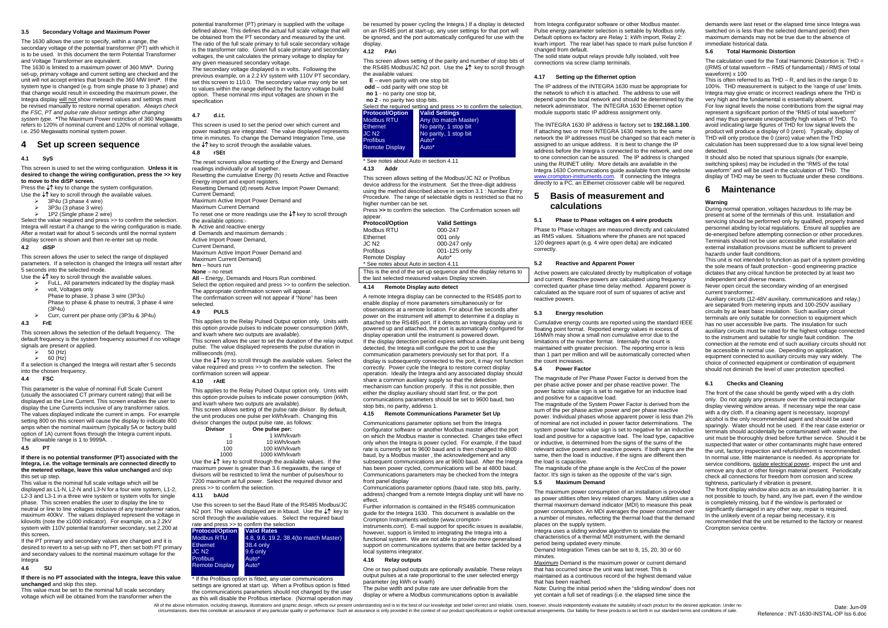### 3.5 Secondary Voltage and Maximum Power

The 1630 allows the user to specify, within a range, the secondary voltage of the potential transformer (PT) with which it is to be used. In this document the term Potential Transformer and Voltage Transformer are equivalent.

The 1630 is limited to a maximum power of 360 MW*. During set-up, primary voltage and current setting are checked and the unit will not accept entries that breach the 360 MW limit*. If the system type is changed (e.g. from single phase to 3 phase) and that change would result in exceeding the maximum power, the Integra display will not show metered values and settings must be revised manually to restore normal operation. *Always check the FSC, PT and pulse rate divisor settings after changing system type.* *The Maximum Power restriction of 360 Megawatts refers to 120% of nominal current and 120% of nominal voltage, i.e. 250 Megawatts nominal system power.

## 4 Set up screen sequence

### 4.1 SyS

This screen is used to set the wiring configuration. **Unless it is desired to change the wiring configuration, press the >> key to move to the diSP screen.**

Press the ↓↑ key to change the system configuration.
Use the ↓↑ key to scroll through the available values.

- 3P4u (3 phase 4 wire)
- 3P3u (3 phase 3 wire)
- 1P2 (Single phase 2 wire)

Select the value required and press >> to confirm the selection. Integra will restart if a change to the wiring configuration is made. After a restart wait for about 5 seconds until the normal system display screen is shown and then re-enter set up mode.

### 4.2 diSP

This screen allows the user to select the range of displayed parameters. If a selection is changed the Integra will restart after 5 seconds into the selected mode.

Use the ↓↑ key to scroll through the available values.

- FuLL, All parameters indicated by the display mask
- volt, Voltages only
  Phase to phase, 3 phase 3 wire (3P3u)
  Phase to phase & phase to neutral, 3 phase 4 wire (3P4u)
- Curr, current per phase only (3P3u & 3P4u)

### 4.3 FrE

This screen allows the selection of the default frequency. The default frequency is the system frequency assumed if no voltage signals are present or applied.

- 50 (Hz)
- 60 (Hz)

If a selection is changed the Integra will restart after 5 seconds into the chosen frequency.

### 4.4 FSC

This parameter is the value of nominal Full Scale Current (usually the associated CT primary current rating) that will be displayed as the Line Current. This screen enables the user to display the Line Currents inclusive of any transformer ratios. The values displayed indicate the current in amps. For example setting 800 on this screen will cause the display to indicate 800 amps when the nominal maximum (typically 5A or factory build option of 1A) current flows through the Integra current inputs. The allowable range is 1 to 9999A. .

### 4.5 PT

**If there is no potential transformer (PT) associated with the Integra, i.e. the voltage terminals are connected directly to the metered voltage, leave this value unchanged** and skip this set up step.

This value is the nominal full scale voltage which will be displayed as L1-N, L2-N and L3-N for a four wire system, L1-2, L2-3 and L3-1 in a three wire system or system volts for single phase. This screen enables the user to display the line to neutral or line to line voltages inclusive of any transformer ratios, maximum 400kV. The values displayed represent the voltage in kilovolts (note the x1000 indicator). For example, on a 2.2kV system with 110V potential transformer secondary, set 2.200 at this screen**.**

If the PT primary and secondary values are changed and it is desired to revert to a set-up with no PT, then set both PT primary and secondary values to the nominal maximum voltage for the Integra

### 4.6 SU

**If there is no PT associated with the Integra, leave this value unchanged** and skip this step.

This value must be set to the nominal full scale secondary voltage which will be obtained from the transformer when the potential transformer (PT) primary is supplied with the voltage defined above. This defines the actual full scale voltage that will be obtained from the PT secondary and measured by the unit. The ratio of the full scale primary to full scale secondary voltage is the transformer ratio. Given full scale primary and secondary voltages, the unit calculates the primary voltage to display for any given measured secondary voltage.

The secondary voltage displayed is in volts. Following the previous example, on a 2.2 kV system with 110V PT secondary, set this screen to 110.0. The secondary value may only be set to values within the range defined by the factory voltage build option. These nominal rms input voltages are shown in the specification

### 4.7 d.i.t.

This screen is used to set the period over which current and power readings are integrated. The value displayed represents time in minutes. To change the Demand Integration Time, use the ↓↑ key to scroll through the available values.

### 4.8 rSEt

The reset screens allow resetting of the Energy and Demand readings individually or all together.

Resetting the cumulative Energy (h) resets Active and Reactive Energy import and export registers.

Resetting Demand (d) resets Active Import Power Demand; Current Demand;

Maximum Active Import Power Demand and
Maximum Current Demand

To reset one or more readings use the ↓↑ key to scroll through the available options:-

**h** Active and reactive energy
**d** Demands and maximum demands :
Active Import Power Demand,
Current Demand,
Maximum Active Import Power Demand and
Maximum Current Demand)
**hrn** – hours run
**None** – no reset
**All** – Energy, Demands and Hours Run combined.

Select the option required and press >> to confirm the selection. The appropriate confirmation screen will appear.

The confirmation screen will not appear if "None" has been selected.

### 4.9 PULS

This applies to the Relay Pulsed Output option only. Units with this option provide pulses to indicate power consumption (kWh, and kvarh where two outputs are available).

This screen allows the user to set the duration of the relay output pulse. The value displayed represents the pulse duration in milliseconds (ms).

Use the ↓↑ key to scroll through the available values. Select the value required and press >> to confirm the selection. The confirmation screen will appear.

### 4.10 rAtE

This applies to the Relay Pulsed Output option only. Units with this option provide pulses to indicate power consumption (kWh, and kvarh where two outputs are available).

This screen allows setting of the pulse rate divisor. By default, the unit produces one pulse per kWh/kvarh. Changing this divisor changes the output pulse rate, as follows:

| Divisor | One pulse per: |
|---|---|
| 1 | 1 kWh/kvarh |
| 10 | 10 kWh/kvarh |
| 100 | 100 kWh/kvarh |
| 1000 | 1000 kWh/kvarh |

Use the ↓↑ key to scroll through the available values. If the maximum power is greater than 3.6 megawatts, the range of divisors will be restricted to limit the number of pulses/hour to 7200 maximum at full power. Select the required divisor and press >> to confirm the selection.

### 4.11 bAUd

Use this screen to set the Baud Rate of the RS485 Modbus/JC N2 port. The values displayed are in kbaud. Use the ↓↑ key to scroll through the available values. Select the required baud rate and press >> to confirm the selection

| Protocol/Option | Valid Rates |
|---|---|
| Modbus RTU | 4.8, 9.6, 19.2, 38.4(to match Master) |
| Ethernet | 38.4 only |
| JC N2 | 9.6 only |
| Profibus | Auto* |
| Remote Display | Auto* |

* If the Profibus option is fitted, any user communications settings are ignored at start up. When a Profibus option is fitted the communications parameters should not changed by the user as this will disable the Profibus interface. (Normal operation may be resumed by power cycling the Integra.) If a display is detected on an RS485 port at start-up, any user settings for that port will be ignored, and the port automatically configured for use with the display.

### 4.12 PAri

This screen allows setting of the parity and number of stop bits of the RS485 Modbus/JC N2 port. Use the ↓↑ key to scroll through the available values:

**E** – even parity with one stop bit
**odd** – odd parity with one stop bit
**no 1** - no parity one stop bit,
**no 2** - no parity two stop bits.

Select the required setting and press >> to confirm the selection.

| Protocol/Option | Valid Settings |
|---|---|
| Modbus RTU | Any (to match Master) |
| Ethernet | No parity, 1 stop bit |
| JC N2 | No parity, 1 stop bit |
| Profibus | Auto* |
| Remote Display | Auto* |

* See notes about Auto in section 4.11

### 4.13 Addr

This screen allows setting of the Modbus/JC N2 or Profibus device address for the instrument. Set the three-digit address using the method described above in section 3.1 : Number Entry Procedure. The range of selectable digits is restricted so that no higher number can be set.

Press **>>** to confirm the selection. The Confirmation screen will appear.

| Protocol/Option | Valid Settings |
|---|---|
| Modbus RTU | 000-247 |
| Ethernet | 001 only |
| JC N2 | 000-247 only |
| Profibus | 001-125 only |
| Remote Display | Auto* |

* See notes about Auto in section 4.11

This is the end of the set up sequence and the display returns to the last selected measured values Display screen.

### 4.14 Remote Display auto detect

A remote Integra display can be connected to the RS485 port to enable display of more parameters simultaneously or for observations at a remote location. For about five seconds after power on the instrument will attempt to determine if a display is attached to the RS485 port. If it detects an Integra display unit is powered up and attached, the port is automatically configured for display operation until the instrument is powered down.

If the display detection period expires without a display unit being detected, the Integra will configure the port to use the communication parameters previously set for that port. If a display is subsequently connected to the port, it may not function correctly. Power cycle the Integra to restore correct display operation. Ideally the Integra and any associated display should share a common auxiliary supply so that the detection mechanism can function properly. If this is not possible, then either the display auxiliary should start first, or the port communications parameters should be set to 9600 baud, two stop bits, no parity, address 1.

### 4.15 Remote Communications Parameter Set Up

Communications parameter options set from the Integra configurator software or another Modbus master affect the port on which the Modbus master is connected. Changes take effect only when the Integra is power cycled. For example, if the baud rate is currently set to 9600 baud and is then changed to 4800 baud, by a Modbus master , the acknowledgement and any subsequent communications are at 9600 baud. After the Integra has been power cycled, communications will be at 4800 baud. Communications parameters may be checked from the Integra front panel display

Communications parameter options (baud rate, stop bits, parity, address) changed from a remote Integra display unit will have no effect.

Further information is contained in the RS485 communication guide for the Integra 1630. This document is available on the Crompton Instruments website (www.crompton-instruments.com). E-mail support for specific issues is available, however, support is limited to integrating the Integra into a functional system. We are not able to provide more generalised support on communications systems that are better tackled by a local systems integrator.

### 4.16 Relay outputs

One or two pulsed outputs are optionally available. These relays output pulses at a rate proportional to the user selected energy parameter (eg kWh or kvarh)

The pulse width and pulse rate are user definable from the display or where a Modbus communications option is available from Integra configurator software or other Modbus master. Pulse energy parameter selection is settable by Modbus only. Default options ex factory are Relay 1: kWh import, Relay 2: kvarh import. The rear label has space to mark pulse function if changed from default.

The solid state output relays provide fully isolated, volt free connections via screw clamp terminals.

### 4.17 Setting up the Ethernet option

The IP address of the INTEGRA 1630 must be appropriate for the network to which it is attached. The address to use will depend upon the local network and should be determined by the network administrator. The INTEGRA 1630 Ethernet option module supports static IP address assignment only.

The INTEGRA 1630 IP address is factory set to **192.168.1.100**. If attaching two or more INTEGRA 1630 meters to the same network the IP addresses must be changed so that each meter is assigned to an unique address. It is best to change the IP address before the Integra is connected to the network, and one to one connection can be assured. The IP address is changed using the RUINET utility. More details are available in the Integra 1630 Communications guide available from the website www.crompton-instruments.com. If connecting the Integra directly to a PC, an Ethernet crossover cable will be required.

## 5 Basis of measurement and calculations

### 5.1 Phase to Phase voltages on 4 wire products

Phase to Phase voltages are measured directly and calculated as RMS values. Situations where the phases are not spaced 120 degrees apart (e.g. 4 wire open delta) are indicated correctly.

### 5.2 Reactive and Apparent Power

Active powers are calculated directly by multiplication of voltage and current. Reactive powers are calculated using frequency corrected quarter phase time delay method. Apparent power is calculated as the square root of sum of squares of active and reactive powers.

### 5.3 Energy resolution

Cumulative energy counts are reported using the standard IEEE floating point format. Reported energy values in excess of 16MWh may show a small non cumulative error due to the limitations of the number format. Internally the count is maintained with greater precision. The reporting error is less than 1 part per million and will be automatically corrected when the count increases.

### 5.4 Power Factor

The magnitude of Per Phase Power Factor is derived from the per phase active power and per phase reactive power. The power factor value sign is set to negative for an inductive load and positive for a capacitive load.

The magnitude of the System Power Factor is derived from the sum of the per phase active power and per phase reactive power. Individual phases whose apparent power is less than 2% of nominal are not included in power factor determinations. The system power factor value sign is set to negative for an inductive load and positive for a capacitive load. The load type, capacitive or inductive, is determined from the signs of the sums of the relevant active powers and reactive powers. If both signs are the same, then the load is inductive, if the signs are different then the load is capacitive.

The magnitude of the phase angle is the ArcCos of the power factor. It's sign is taken as the opposite of the var's sign.

### 5.5 Maximum Demand

The maximum power consumption of an installation is provided as power utilities often levy related charges. Many utilities use a thermal maximum demand indicator (MDI) to measure this peak power consumption. An MDI averages the power consumed over a number of minutes, reflecting the thermal load that the demand places on the supply system.

Integra uses a sliding window algorithm to simulate the characteristics of a thermal MDI instrument, with the demand period being updated every minute.

Demand Integration Times can be set to 8, 15, 20, 30 or 60 minutes.

Maximum Demand is the maximum power or current demand that has occurred since the unit was last reset. This is maintained as a continuous record of the highest demand value that has been reached.

Note: During the initial period when the "sliding window" does not yet contain a full set of readings (i.e. the elapsed time since the demands were last reset or the elapsed time since Integra was switched on is less than the selected demand period) then maximum demands may not be true due to the absence of immediate historical data.

### 5.6 Total Harmonic Distortion

The calculation used for the Total Harmonic Distortion is: THD = ((RMS of total waveform – RMS of fundamental) / RMS of total waveform) x 100

This is often referred to as THD – R, and lies in the range 0 to 100%. THD measurement is subject to the 'range of use' limits. Integra may give erratic or incorrect readings where the THD is very high and the fundamental is essentially absent.

For low signal levels the noise contributions from the signal may represent a significant portion of the "RMS of total waveform" and may thus generate unexpectedly high values of THD. To avoid indicating large figures of THD for low signal levels the product will produce a display of 0 (zero). Typically, display of THD will only produce the 0 (zero) value when the THD calculation has been suppressed due to a low signal level being detected.

It should also be noted that spurious signals (for example, switching spikes) may be included in the "RMS of the total waveform" and will be used in the calculation of THD. The display of THD may be seen to fluctuate under these conditions.

## 6 Maintenance

**Warning**

During normal operation, voltages hazardous to life may be present at some of the terminals of this unit. Installation and servicing should be performed only by qualified, properly trained personnel abiding by local regulations. Ensure all supplies are de-energised before attempting connection or other procedures. Terminals should not be user accessible after installation and external installation provisions must be sufficient to prevent hazards under fault conditions.

This unit is not intended to function as part of a system providing the sole means of fault protection - good engineering practice dictates that any critical function be protected by at least two independent and diverse means.

Never open circuit the secondary winding of an energised current transformer.

Auxiliary circuits (12-48V auxiliary, communications and relay,) are separated from metering inputs and 100-250V auxiliary circuits by at least basic insulation. Such auxiliary circuit terminals are only suitable for connection to equipment which has no user accessible live parts. The insulation for such auxiliary circuits must be rated for the highest voltage connected to the instrument and suitable for single fault condition. The connection at the remote end of such auxiliary circuits should not be accessible in normal use. Depending on application, equipment connected to auxiliary circuits may vary widely. The choice of connected equipment or combination of equipment should not diminish the level of user protection specified.

### 6.1 Checks and Cleaning

The front of the case should be gently wiped with a dry cloth only. Do not apply any pressure over the central rectangular display viewing window areas. If necessary wipe the rear case with a dry cloth. If a cleaning agent is necessary, isopropyl alcohol is the only recommended agent and should be used sparingly. Water should not be used. If the rear case exterior or terminals should accidentally be contaminated with water, the unit must be thoroughly dried before further service. Should it be suspected that water or other contaminants might have entered the unit, factory inspection and refurbishment is recommended.

In normal use, little maintenance is needed. As appropriate for service conditions, isolate electrical power, inspect the unit and remove any dust or other foreign material present. Periodically check all connections for freedom from corrosion and screw tightness, particularly if vibration is present.

The front display window also acts as an insulating barrier. It is not possible to touch, by hand, any live part, even if the window is completely missing, but if the window is perforated or significantly damaged in any other way, repair is required.

In the unlikely event of a repair being necessary, it is recommended that the unit be returned to the factory or nearest Crompton service centre.

All of the above information, including drawings, illustrations and graphic design, reflects our present understanding and is to the best of our knowledge and belief correct and reliable. Users, however, should independently evaluate the suitability of each product for the desired application. Under no circumstances, does this constitute an assurance of any particular quality or performance. Such an assurance is only provided in the context of our product specifications or explicit contractual arrangements. Our liability for these products is set forth in our standard terms and conditions of sale.

Date: Jun-09
Reference : INT-1630-INSTAL-OP Iss 6.doc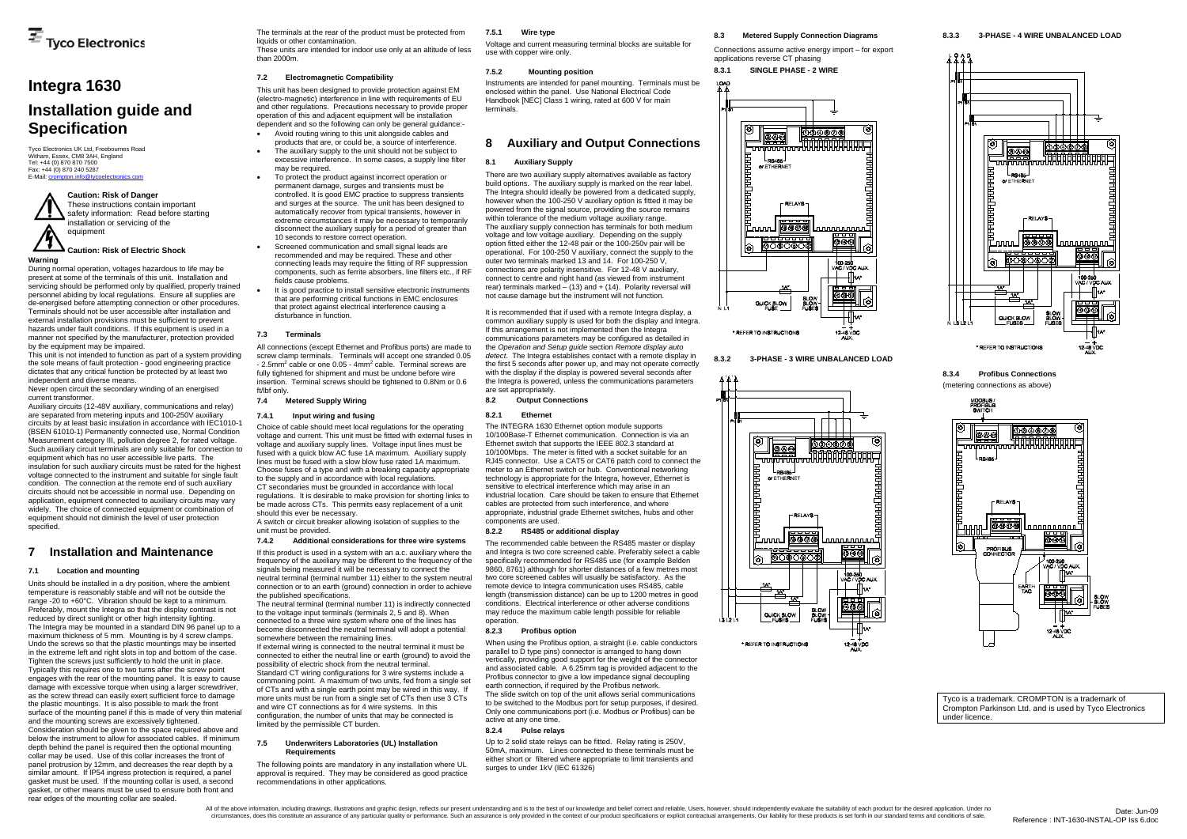Tyco Electronics

# Integra 1630

# Installation guide and Specification

Tyco Electronics UK Ltd, Freebournes Road
Witham, Essex, CM8 3AH, England
Tel: +44 (0) 870 870 7500
Fax: +44 (0) 870 240 5287
E-Mail: crompton.info@tycoelectronics.com

**Caution: Risk of Danger**
These instructions contain important safety information: Read before starting installation or servicing of the equipment

**Caution: Risk of Electric Shock**

**Warning**

During normal operation, voltages hazardous to life may be present at some of the terminals of this unit. Installation and servicing should be performed only by qualified, properly trained personnel abiding by local regulations. Ensure all supplies are de-energised before attempting connection or other procedures. Terminals should not be user accessible after installation and external installation provisions must be sufficient to prevent hazards under fault conditions. If this equipment is used in a manner not specified by the manufacturer, protection provided by the equipment may be impaired.

This unit is not intended to function as part of a system providing the sole means of fault protection - good engineering practice dictates that any critical function be protected by at least two independent and diverse means.

Never open circuit the secondary winding of an energised current transformer.

Auxiliary circuits (12-48V auxiliary, communications and relay) are separated from metering inputs and 100-250V auxiliary circuits by at least basic insulation in accordance with IEC1010-1 (BSEN 61010-1) Permanently connected use, Normal Condition Measurement category III, pollution degree 2, for rated voltage. Such auxiliary circuit terminals are only suitable for connection to equipment which has no user accessible live parts. The insulation for such auxiliary circuits must be rated for the highest voltage connected to the instrument and suitable for single fault condition. The connection at the remote end of such auxiliary circuits should not be accessible in normal use. Depending on application, equipment connected to auxiliary circuits may vary widely. The choice of connected equipment or combination of equipment should not diminish the level of user protection specified.

## 7 Installation and Maintenance

### 7.1 Location and mounting

Units should be installed in a dry position, where the ambient temperature is reasonably stable and will not be outside the range -20 to +60°C. Vibration should be kept to a minimum. Preferably, mount the Integra so that the display contrast is not reduced by direct sunlight or other high intensity lighting.

The Integra may be mounted in a standard DIN 96 panel up to a maximum thickness of 5 mm. Mounting is by 4 screw clamps. Undo the screws so that the plastic mountings may be inserted in the extreme left and right slots in top and bottom of the case. Tighten the screws just sufficiently to hold the unit in place. Typically this requires one to two turns after the screw point engages with the rear of the mounting panel. It is easy to cause damage with excessive torque when using a larger screwdriver, as the screw thread can easily exert sufficient force to damage the plastic mountings. It is also possible to mark the front surface of the mounting panel if this is made of very thin material and the mounting screws are excessively tightened.

Consideration should be given to the space required above and below the instrument to allow for associated cables. If minimum depth behind the panel is required then the optional mounting collar may be used. Use of this collar increases the front of panel protrusion by 12mm, and decreases the rear depth by a similar amount. If IP54 ingress protection is required, a panel gasket must be used. If the mounting collar is used, a second gasket, or other means must be used to ensure both front and rear edges of the mounting collar are sealed.

The terminals at the rear of the product must be protected from liquids or other contamination.

These units are intended for indoor use only at an altitude of less than 2000m.

### 7.2 Electromagnetic Compatibility

This unit has been designed to provide protection against EM (electro-magnetic) interference in line with requirements of EU and other regulations. Precautions necessary to provide proper operation of this and adjacent equipment will be installation dependent and so the following can only be general guidance:-

- Avoid routing wiring to this unit alongside cables and products that are, or could be, a source of interference.
- The auxiliary supply to the unit should not be subject to excessive interference. In some cases, a supply line filter may be required.
- To protect the product against incorrect operation or permanent damage, surges and transients must be controlled. It is good EMC practice to suppress transients and surges at the source. The unit has been designed to automatically recover from typical transients, however in extreme circumstances it may be necessary to temporarily disconnect the auxiliary supply for a period of greater than 10 seconds to restore correct operation.
- Screened communication and small signal leads are recommended and may be required. These and other connecting leads may require the fitting of RF suppression components, such as ferrite absorbers, line filters etc., if RF fields cause problems.
- It is good practice to install sensitive electronic instruments that are performing critical functions in EMC enclosures that protect against electrical interference causing a disturbance in function.

### 7.3 Terminals

All connections (except Ethernet and Profibus ports) are made to screw clamp terminals. Terminals will accept one stranded 0.05 - 2.5mm² cable or one 0.05 - 4mm² cable. Terminal screws are fully tightened for shipment and must be undone before wire insertion. Terminal screws should be tightened to 0.8Nm or 0.6 ft/lbf only.

### 7.4 Metered Supply Wiring

#### 7.4.1 Input wiring and fusing

Choice of cable should meet local regulations for the operating voltage and current. This unit must be fitted with external fuses in voltage and auxiliary supply lines. Voltage input lines must be fused with a quick blow AC fuse 1A maximum. Auxiliary supply lines must be fused with a slow blow fuse rated 1A maximum. Choose fuses of a type and with a breaking capacity appropriate to the supply and in accordance with local regulations.

CT secondaries must be grounded in accordance with local regulations. It is desirable to make provision for shorting links to be made across CTs. This permits easy replacement of a unit should this ever be necessary.

A switch or circuit breaker allowing isolation of supplies to the unit must be provided.

#### 7.4.2 Additional considerations for three wire systems

If this product is used in a system with an a.c. auxiliary where the frequency of the auxiliary may be different to the frequency of the signals being measured it will be necessary to connect the neutral terminal (terminal number 11) either to the system neutral connection or to an earth (ground) connection in order to achieve the published specifications.

The neutral terminal (terminal number 11) is indirectly connected to the voltage input terminals (terminals 2, 5 and 8). When connected to a three wire system where one of the lines has become disconnected the neutral terminal will adopt a potential somewhere between the remaining lines.

If external wiring is connected to the neutral terminal it must be connected to either the neutral line or earth (ground) to avoid the possibility of electric shock from the neutral terminal.

Standard CT wiring configurations for 3 wire systems include a commoning point. A maximum of two units, fed from a single set of CTs and with a single earth point may be wired in this way. If more units must be run from a single set of CTs then use 3 CTs and wire CT connections as for 4 wire systems. In this configuration, the number of units that may be connected is limited by the permissible CT burden.

### 7.5 Underwriters Laboratories (UL) Installation Requirements

The following points are mandatory in any installation where UL approval is required. They may be considered as good practice recommendations in other applications.

#### 7.5.1 Wire type

Voltage and current measuring terminal blocks are suitable for use with copper wire only.

#### 7.5.2 Mounting position

Instruments are intended for panel mounting. Terminals must be enclosed within the panel. Use National Electrical Code Handbook [NEC] Class 1 wiring, rated at 600 V for main terminals.

## 8 Auxiliary and Output Connections

### 8.1 Auxiliary Supply

There are two auxiliary supply alternatives available as factory build options. The auxiliary supply is marked on the rear label. The Integra should ideally be powered from a dedicated supply, however when the 100-250 V auxiliary option is fitted it may be powered from the signal source, providing the source remains within tolerance of the medium voltage auxiliary range.

The auxiliary supply connection has terminals for both medium voltage and low voltage auxiliary. Depending on the supply option fitted either the 12-48 pair or the 100-250v pair will be operational. For 100-250 V auxiliary, connect the supply to the outer two terminals marked 13 and 14. For 100-250 V, connections are polarity insensitive. For 12-48 V auxiliary, connect to centre and right hand (as viewed from instrument rear) terminals marked – (13) and + (14). Polarity reversal will not cause damage but the instrument will not function.

It is recommended that if used with a remote Integra display, a common auxiliary supply is used for both the display and Integra. If this arrangement is not implemented then the Integra communications parameters may be configured as detailed in the *Operation and Setup guide* section *Remote display auto detect*. The Integra establishes contact with a remote display in the first 5 seconds after power up, and may not operate correctly with the display if the display is powered several seconds after the Integra is powered, unless the communications parameters are set appropriately.

### 8.2 Output Connections

#### 8.2.1 Ethernet

The INTEGRA 1630 Ethernet option module supports 10/100Base-T Ethernet communication. Connection is via an Ethernet switch that supports the IEEE 802.3 standard at 10/100Mbps. The meter is fitted with a socket suitable for an RJ45 connector. Use a CAT5 or CAT6 patch cord to connect the meter to an Ethernet switch or hub. Conventional networking technology is appropriate for the Integra, however, Ethernet is sensitive to electrical interference which may arise in an industrial location. Care should be taken to ensure that Ethernet cables are protected from such interference, and where appropriate, industrial grade Ethernet switches, hubs and other components are used.

#### 8.2.2 RS485 or additional display

The recommended cable between the RS485 master or display and Integra is two core screened cable. Preferably select a cable specifically recommended for RS485 use (for example Belden 9860, 8761) although for shorter distances of a few metres most two core screened cables will usually be satisfactory. As the remote device to Integra communication uses RS485, cable length (transmission distance) can be up to 1200 metres in good conditions. Electrical interference or other adverse conditions may reduce the maximum cable length possible for reliable operation.

#### 8.2.3 Profibus option

When using the Profibus option, a straight (i.e. cable conductors parallel to D type pins) connector is arranged to hang down vertically, providing good support for the weight of the connector and associated cable. A 6.25mm tag is provided adjacent to the Profibus connector to give a low impedance signal decoupling earth connection, if required by the Profibus network.

The slide switch on top of the unit allows serial communications to be switched to the Modbus port for setup purposes, if desired. Only one communications port (i.e. Modbus *or* Profibus) can be active at any one time.

#### 8.2.4 Pulse relays

Up to 2 solid state relays can be fitted. Relay rating is 250V, 50mA, maximum. Lines connected to these terminals must be either short or filtered where appropriate to limit transients and surges to under 1kV (IEC 61326)

### 8.3 Metered Supply Connection Diagrams

Connections assume active energy import – for export applications reverse CT phasing

#### 8.3.1 SINGLE PHASE - 2 WIRE

LOAD, RS485 or ETHERNET, RELAYS, 100-250 VAC / VDC AUX., 1A*, QUICK BLOW FUSE, SLOW BLOW FUSES, 12-48 VDC AUX.

\* REFER TO INSTRUCTIONS

#### 8.3.2 3-PHASE - 3 WIRE UNBALANCED LOAD

RS485 or ETHERNET, RELAYS, 100-250 VAC / VDC AUX., 1A*, QUICK BLOW FUSES, SLOW BLOW FUSES, 12-48 VDC AUX.

\* REFER TO INSTRUCTIONS

#### 8.3.3 3-PHASE - 4 WIRE UNBALANCED LOAD

RS485 or ETHERNET, RELAYS, 100-250 VAC / VDC AUX., 1A*, QUICK BLOW FUSES, SLOW BLOW FUSES, 12-48 VDC AUX.

\* REFER TO INSTRUCTIONS

#### 8.3.4 Profibus Connections

(metering connections as above)

MODBUS / PROFIBUS SWITCH, RS485, RELAYS, PROFIBUS CONNECTOR, EARTH TAG, 100-250 VAC / VDC AUX., 1A*, SLOW BLOW FUSES, 12-48 VDC AUX.

Tyco is a trademark. CROMPTON is a trademark of Crompton Parkinson Ltd. and is used by Tyco Electronics under licence.

All of the above information, including drawings, illustrations and graphic design, reflects our present understanding and is to the best of our knowledge and belief correct and reliable. Users, however, should independently evaluate the suitability of each product for the desired application. Under no circumstances, does this constitute an assurance of any particular quality or performance. Such an assurance is only provided in the context of our product specifications or explicit contractual arrangements. Our liability for these products is set forth in our standard terms and conditions of sale.

Date: Jun-09
Reference : INT-1630-INSTAL-OP Iss 6.doc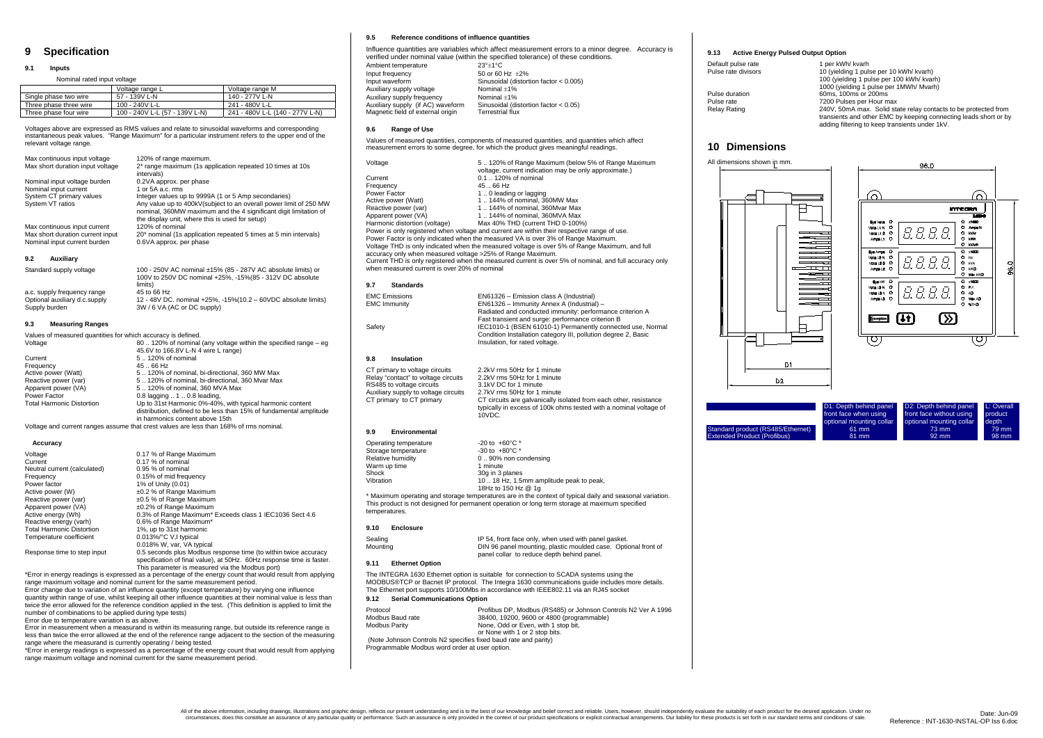# 9 Specification

## 9.1 Inputs

Nominal rated input voltage

| | Voltage range L | Voltage range M |
|---|---|---|
| Single phase two wire | 57 - 139V L-N | 140 - 277V L-N |
| Three phase three wire | 100 - 240V L-L | 241 - 480V L-L |
| Three phase four wire | 100 - 240V L-L (57 - 139V L-N) | 241 - 480V L-L (140 - 277V L-N) |

Voltages above are expressed as RMS values and relate to sinusoidal waveforms and corresponding instantaneous peak values. "Range Maximum" for a particular instrument refers to the upper end of the relevant voltage range.

| | |
|---|---|
| Max continuous input voltage | 120% of range maximum. |
| Max short duration input voltage | 2* range maximum (1s application repeated 10 times at 10s intervals) |
| Nominal input voltage burden | 0.2VA approx. per phase |
| Nominal input current | 1 or 5A a.c. rms |
| System CT primary values | Integer values up to 9999A (1 or 5 Amp secondaries) |
| System VT ratios | Any value up to 400kV(subject to an overall power limit of 250 MW nominal, 360MW maximum and the 4 significant digit limitation of the display unit, where this is used for setup) |
| Max continuous input current | 120% of nominal |
| Max short duration current input | 20* nominal (1s application repeated 5 times at 5 min intervals) |
| Nominal input current burden | 0.6VA approx. per phase |

## 9.2 Auxiliary

| | |
|---|---|
| Standard supply voltage | 100 - 250V AC nominal ±15% (85 - 287V AC absolute limits) or 100V to 250V DC nominal +25%, -15%(85 - 312V DC absolute limits) |
| a.c. supply frequency range | 45 to 66 Hz |
| Optional auxiliary d.c.supply | 12 - 48V DC. nominal +25%, -15%(10.2 – 60VDC absolute limits) |
| Supply burden | 3W / 6 VA (AC or DC supply) |

## 9.3 Measuring Ranges

Values of measured quantities for which accuracy is defined.

| | |
|---|---|
| Voltage | 80 .. 120% of nominal (any voltage within the specified range – eg 45.6V to 166.8V L-N 4 wire L range) |
| Current | 5 .. 120% of nominal |
| Frequency | 45 .. 66 Hz |
| Active power (Watt) | 5 .. 120% of nominal, bi-directional, 360 MW Max |
| Reactive power (Var) | 5 .. 120% of nominal, bi-directional, 360 Mvar Max |
| Apparent power (VA) | 5 .. 120% of nominal, 360 MVA Max |
| Power Factor | 0.8 lagging .. 1 .. 0.8 leading, |
| Total Harmonic Distortion | Up to 31st Harmonic 0%-40%, with typical harmonic content distribution, defined to be less than 15% of fundamental amplitude in harmonics content above 15th |

Voltage and current ranges assume that crest values are less than 168% of rms nominal.

### Accuracy

| | |
|---|---|
| Voltage | 0.17 % of Range Maximum |
| Current | 0.17 % of nominal |
| Neutral current (calculated) | 0.95 % of nominal |
| Frequency | 0.15% of mid frequency |
| Power factor | 1% of Unity (0.01) |
| Active power (W) | ±0.2 % of Range Maximum |
| Reactive power (var) | ±0.5 % of Range Maximum |
| Apparent power (VA) | ±0.2% of Range Maximum |
| Active energy (Wh) | 0.3% of Range Maximum* Exceeds class 1 IEC1036 Sect 4.6 |
| Reactive energy (varh) | 0.6% of Range Maximum* |
| Total Harmonic Distortion | 1%, up to 31st harmonic |
| Temperature coefficient | 0.013%/°C V,I typical<br>0.018% W, var, VA typical |
| Response time to step input | 0.5 seconds plus Modbus response time (to within twice accuracy specification of final value), at 50Hz. 60Hz response time is faster. This parameter is measured via the Modbus port) |

*Error in energy readings is expressed as a percentage of the energy count that would result from applying range maximum voltage and nominal current for the same measurement period.

Error change due to variation of an influence quantity (except temperature) by varying one influence quantity within range of use, whilst keeping all other influence quantities at their nominal value is less than twice the error allowed for the reference condition applied in the test. (This definition is applied to limit the number of combinations to be applied during type tests)

Error due to temperature variation is as above.

Error in measurement when a measurand is within its measuring range, but outside its reference range is less than twice the error allowed at the end of the reference range adjacent to the section of the measuring range where the measurand is currently operating / being tested.

*Error in energy readings is expressed as a percentage of the energy count that would result from applying range maximum voltage and nominal current for the same measurement period.

## 9.5 Reference conditions of influence quantities

Influence quantities are variables which affect measurement errors to a minor degree. Accuracy is verified under nominal value (within the specified tolerance) of these conditions.

| | |
|---|---|
| Ambient temperature | 23°±1°C |
| Input frequency | 50 or 60 Hz ±2% |
| Input waveform | Sinusoidal (distortion factor < 0.005) |
| Auxiliary supply voltage | Nominal ±1% |
| Auxiliary supply frequency | Nominal ±1% |
| Auxiliary supply (if AC) waveform | Sinusoidal (distortion factor < 0.05) |
| Magnetic field of external origin | Terrestrial flux |

## 9.6 Range of Use

Values of measured quantities, components of measured quantities, and quantities which affect measurement errors to some degree, for which the product gives meaningful readings.

| | |
|---|---|
| Voltage | 5 .. 120% of Range Maximum (below 5% of Range Maximum voltage, current indication may be only approximate.) |
| Current | 0.1 .. 120% of nominal |
| Frequency | 45 .. 66 Hz |
| Power Factor | 1 .. 0 leading or lagging |
| Active power (Watt) | 1 .. 144% of nominal, 360MW Max |
| Reactive power (var) | 1 .. 144% of nominal, 360Mvar Max |
| Apparent power (VA) | 1 .. 144% of nominal, 360MVA Max |
| Harmonic distortion (voltage) | Max 40% THD (current THD 0-100%) |

Power is only registered when voltage and current are within their respective range of use.
Power Factor is only indicated when the measured VA is over 3% of Range Maximum.
Voltage THD is only indicated when the measured voltage is over 5% of Range Maximum, and full accuracy only when measured voltage >25% of Range Maximum.
Current THD is only registered when the measured current is over 5% of nominal, and full accuracy only when measured current is over 20% of nominal

## 9.7 Standards

| | |
|---|---|
| EMC Emissions | EN61326 – Emission class A (Industrial) |
| EMC Immunity | EN61326 – Immunity Annex A (Industrial) – Radiated and conducted immunity: performance criterion A Fast transient and surge: performance criterion B |
| Safety | IEC1010-1 (BSEN 61010-1) Permanently connected use, Normal Condition Installation category III, pollution degree 2, Basic Insulation, for rated voltage. |

## 9.8 Insulation

| | |
|---|---|
| CT primary to voltage circuits | 2.2kV rms 50Hz for 1 minute |
| Relay "contact" to voltage circuits | 2.2kV rms 50Hz for 1 minute |
| RS485 to voltage circuits | 3.1kV DC for 1 minute |
| Auxiliary supply to voltage circuits | 2.7kV rms 50Hz for 1 minute |
| CT primary to CT primary | CT circuits are galvanically isolated from each other, resistance typically in excess of 100k ohms tested with a nominal voltage of 10VDC. |

## 9.9 Environmental

| | |
|---|---|
| Operating temperature | -20 to +60°C * |
| Storage temperature | -30 to +80°C * |
| Relative humidity | 0 .. 90% non condensing |
| Warm up time | 1 minute |
| Shock | 30g in 3 planes |
| Vibration | 10 .. 18 Hz, 1.5mm amplitude peak to peak, 18Hz to 150 Hz @ 1g |

* Maximum operating and storage temperatures are in the context of typical daily and seasonal variation. This product is not designed for permanent operation or long term storage at maximum specified temperatures.

## 9.10 Enclosure

| | |
|---|---|
| Sealing | IP 54, front face only, when used with panel gasket. |
| Mounting | DIN 96 panel mounting, plastic moulded case. Optional front of panel collar to reduce depth behind panel. |

## 9.11 Ethernet Option

The INTEGRA 1630 Ethernet option is suitable for connection to SCADA systems using the MODBUS®TCP or Bacnet IP protocol. The Integra 1630 communications guide includes more details. The Ethernet port supports 10/100Mbs in accordance with IEEE802.11 via an RJ45 socket

## 9.12 Serial Communications Option

| | |
|---|---|
| Protocol | Profibus DP, Modbus (RS485) or Johnson Controls N2 Ver A 1996 |
| Modbus Baud rate | 38400, 19200, 9600 or 4800 (programmable) |
| Modbus Parity | None, Odd or Even, with 1 stop bit, or None with 1 or 2 stop bits. |

(Note Johnson Controls N2 specifies fixed baud rate and parity)
Programmable Modbus word order at user option.

## 9.13 Active Energy Pulsed Output Option

| | |
|---|---|
| Default pulse rate | 1 per kWh/ kvarh |
| Pulse rate divisors | 10 (yielding 1 pulse per 10 kWh/ kvarh)<br>100 (yielding 1 pulse per 100 kWh/ kvarh)<br>1000 (yielding 1 pulse per 1MWh/ Mvarh) |
| Pulse duration | 60ms, 100ms or 200ms |
| Pulse rate | 7200 Pulses per Hour max |
| Relay Rating | 240V, 50mA max. Solid state relay contacts to be protected from transients and other EMC by keeping connecting leads short or by adding filtering to keep transients under 1kV. |

# 10 Dimensions

All dimensions shown in mm.

96.0

96.0

D1

D2

INTEGRA 1630

| | D1: Depth behind panel front face when using optional mounting collar | D2: Depth behind panel front face without using optional mounting collar | L: Overall product depth |
|---|---|---|---|
| Standard product (RS485/Ethernet) | 61 mm | 73 mm | 79 mm |
| Extended Product (Profibus) | 81 mm | 92 mm | 98 mm |

All of the above information, including drawings, illustrations and graphic design, reflects our present understanding and is to the best of our knowledge and belief correct and reliable. Users, however, should independently evaluate the suitability of each product for the desired application. Under no circumstances, does this constitute an assurance of any particular quality or performance. Such an assurance is only provided in the context of our product specifications or explicit contractual arrangements. Our liability for these products is set forth in our standard terms and conditions of sale.

Date: Jun-09
Reference : INT-1630-INSTAL-OP Iss 6.doc